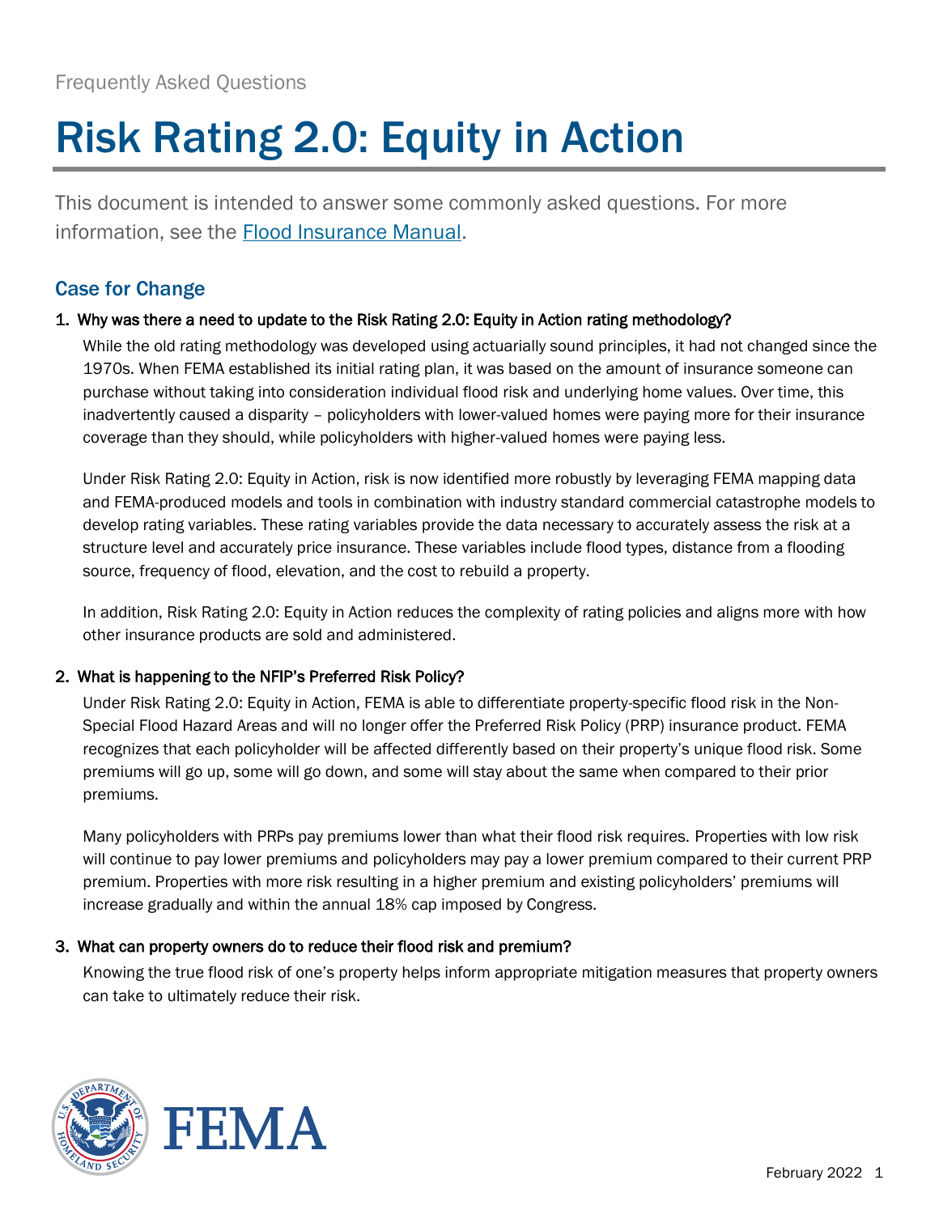Frequently Asked Questions

# Risk Rating 2.0: Equity in Action

This document is intended to answer some commonly asked questions. For more information, see the [Flood Insurance Manual](#).

## Case for Change

### 1. Why was there a need to update to the Risk Rating 2.0: Equity in Action rating methodology?

While the old rating methodology was developed using actuarially sound principles, it had not changed since the 1970s. When FEMA established its initial rating plan, it was based on the amount of insurance someone can purchase without taking into consideration individual flood risk and underlying home values. Over time, this inadvertently caused a disparity – policyholders with lower-valued homes were paying more for their insurance coverage than they should, while policyholders with higher-valued homes were paying less.

Under Risk Rating 2.0: Equity in Action, risk is now identified more robustly by leveraging FEMA mapping data and FEMA-produced models and tools in combination with industry standard commercial catastrophe models to develop rating variables. These rating variables provide the data necessary to accurately assess the risk at a structure level and accurately price insurance. These variables include flood types, distance from a flooding source, frequency of flood, elevation, and the cost to rebuild a property.

In addition, Risk Rating 2.0: Equity in Action reduces the complexity of rating policies and aligns more with how other insurance products are sold and administered.

### 2. What is happening to the NFIP's Preferred Risk Policy?

Under Risk Rating 2.0: Equity in Action, FEMA is able to differentiate property-specific flood risk in the Non-Special Flood Hazard Areas and will no longer offer the Preferred Risk Policy (PRP) insurance product. FEMA recognizes that each policyholder will be affected differently based on their property's unique flood risk. Some premiums will go up, some will go down, and some will stay about the same when compared to their prior premiums.

Many policyholders with PRPs pay premiums lower than what their flood risk requires. Properties with low risk will continue to pay lower premiums and policyholders may pay a lower premium compared to their current PRP premium. Properties with more risk resulting in a higher premium and existing policyholders' premiums will increase gradually and within the annual 18% cap imposed by Congress.

### 3. What can property owners do to reduce their flood risk and premium?

Knowing the true flood risk of one's property helps inform appropriate mitigation measures that property owners can take to ultimately reduce their risk.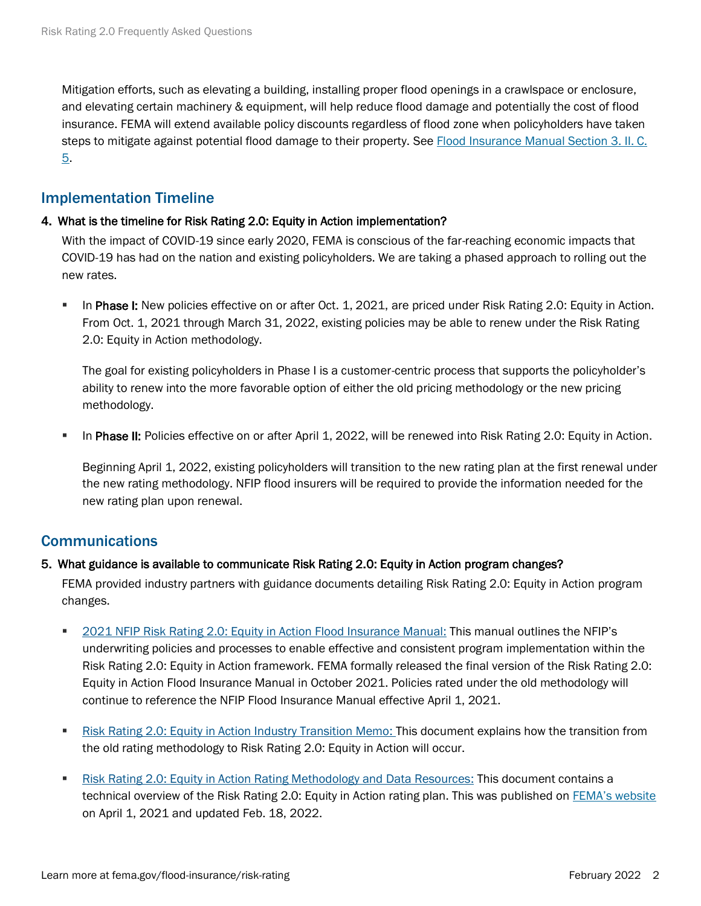Mitigation efforts, such as elevating a building, installing proper flood openings in a crawlspace or enclosure, and elevating certain machinery & equipment, will help reduce flood damage and potentially the cost of flood insurance. FEMA will extend available policy discounts regardless of flood zone when policyholders have taken steps to mitigate against potential flood damage to their property. See Flood Insurance Manual Section 3. II. C. 5.

## Implementation Timeline

**4. What is the timeline for Risk Rating 2.0: Equity in Action implementation?**

With the impact of COVID-19 since early 2020, FEMA is conscious of the far-reaching economic impacts that COVID-19 has had on the nation and existing policyholders. We are taking a phased approach to rolling out the new rates.

- In **Phase I:** New policies effective on or after Oct. 1, 2021, are priced under Risk Rating 2.0: Equity in Action. From Oct. 1, 2021 through March 31, 2022, existing policies may be able to renew under the Risk Rating 2.0: Equity in Action methodology.

  The goal for existing policyholders in Phase I is a customer-centric process that supports the policyholder's ability to renew into the more favorable option of either the old pricing methodology or the new pricing methodology.

- In **Phase II:** Policies effective on or after April 1, 2022, will be renewed into Risk Rating 2.0: Equity in Action.

  Beginning April 1, 2022, existing policyholders will transition to the new rating plan at the first renewal under the new rating methodology. NFIP flood insurers will be required to provide the information needed for the new rating plan upon renewal.

## Communications

**5. What guidance is available to communicate Risk Rating 2.0: Equity in Action program changes?**

FEMA provided industry partners with guidance documents detailing Risk Rating 2.0: Equity in Action program changes.

- 2021 NFIP Risk Rating 2.0: Equity in Action Flood Insurance Manual: This manual outlines the NFIP's underwriting policies and processes to enable effective and consistent program implementation within the Risk Rating 2.0: Equity in Action framework. FEMA formally released the final version of the Risk Rating 2.0: Equity in Action Flood Insurance Manual in October 2021. Policies rated under the old methodology will continue to reference the NFIP Flood Insurance Manual effective April 1, 2021.

- Risk Rating 2.0: Equity in Action Industry Transition Memo: This document explains how the transition from the old rating methodology to Risk Rating 2.0: Equity in Action will occur.

- Risk Rating 2.0: Equity in Action Rating Methodology and Data Resources: This document contains a technical overview of the Risk Rating 2.0: Equity in Action rating plan. This was published on FEMA's website on April 1, 2021 and updated Feb. 18, 2022.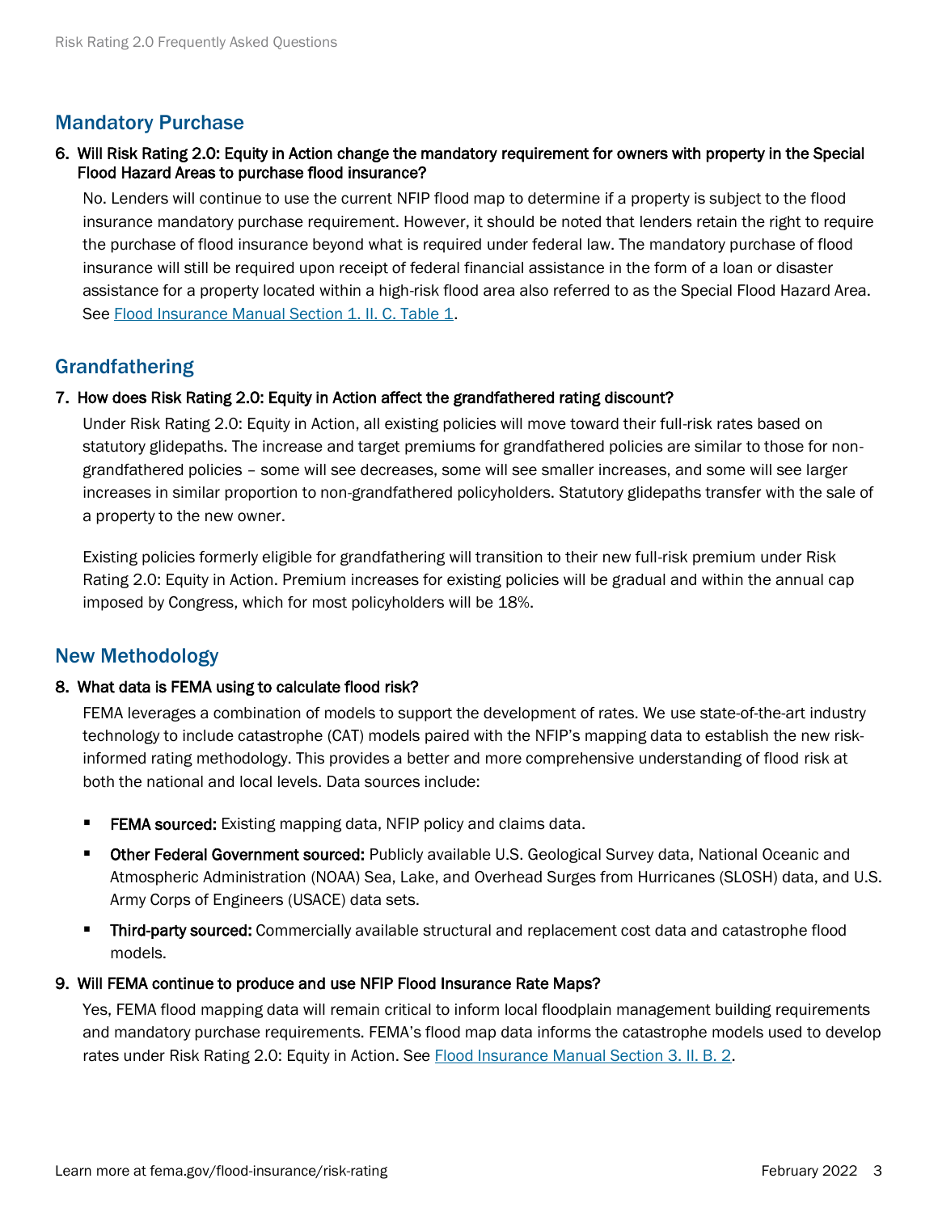## Mandatory Purchase

**6. Will Risk Rating 2.0: Equity in Action change the mandatory requirement for owners with property in the Special Flood Hazard Areas to purchase flood insurance?**

No. Lenders will continue to use the current NFIP flood map to determine if a property is subject to the flood insurance mandatory purchase requirement. However, it should be noted that lenders retain the right to require the purchase of flood insurance beyond what is required under federal law. The mandatory purchase of flood insurance will still be required upon receipt of federal financial assistance in the form of a loan or disaster assistance for a property located within a high-risk flood area also referred to as the Special Flood Hazard Area. See Flood Insurance Manual Section 1. II. C. Table 1.

## Grandfathering

**7. How does Risk Rating 2.0: Equity in Action affect the grandfathered rating discount?**

Under Risk Rating 2.0: Equity in Action, all existing policies will move toward their full-risk rates based on statutory glidepaths. The increase and target premiums for grandfathered policies are similar to those for non-grandfathered policies – some will see decreases, some will see smaller increases, and some will see larger increases in similar proportion to non-grandfathered policyholders. Statutory glidepaths transfer with the sale of a property to the new owner.

Existing policies formerly eligible for grandfathering will transition to their new full-risk premium under Risk Rating 2.0: Equity in Action. Premium increases for existing policies will be gradual and within the annual cap imposed by Congress, which for most policyholders will be 18%.

## New Methodology

**8. What data is FEMA using to calculate flood risk?**

FEMA leverages a combination of models to support the development of rates. We use state-of-the-art industry technology to include catastrophe (CAT) models paired with the NFIP's mapping data to establish the new risk-informed rating methodology. This provides a better and more comprehensive understanding of flood risk at both the national and local levels. Data sources include:

- **FEMA sourced:** Existing mapping data, NFIP policy and claims data.
- **Other Federal Government sourced:** Publicly available U.S. Geological Survey data, National Oceanic and Atmospheric Administration (NOAA) Sea, Lake, and Overhead Surges from Hurricanes (SLOSH) data, and U.S. Army Corps of Engineers (USACE) data sets.
- **Third-party sourced:** Commercially available structural and replacement cost data and catastrophe flood models.

**9. Will FEMA continue to produce and use NFIP Flood Insurance Rate Maps?**

Yes, FEMA flood mapping data will remain critical to inform local floodplain management building requirements and mandatory purchase requirements. FEMA's flood map data informs the catastrophe models used to develop rates under Risk Rating 2.0: Equity in Action. See Flood Insurance Manual Section 3. II. B. 2.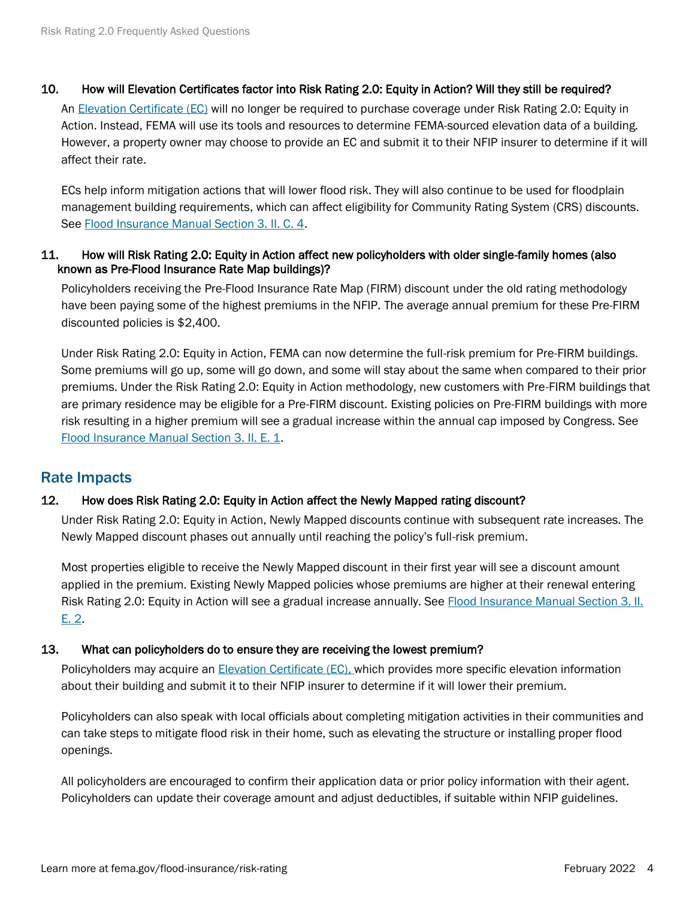**10. How will Elevation Certificates factor into Risk Rating 2.0: Equity in Action? Will they still be required?**

An [Elevation Certificate (EC)]() will no longer be required to purchase coverage under Risk Rating 2.0: Equity in Action. Instead, FEMA will use its tools and resources to determine FEMA-sourced elevation data of a building. However, a property owner may choose to provide an EC and submit it to their NFIP insurer to determine if it will affect their rate.

ECs help inform mitigation actions that will lower flood risk. They will also continue to be used for floodplain management building requirements, which can affect eligibility for Community Rating System (CRS) discounts. See [Flood Insurance Manual Section 3. II. C. 4]().

**11. How will Risk Rating 2.0: Equity in Action affect new policyholders with older single-family homes (also known as Pre-Flood Insurance Rate Map buildings)?**

Policyholders receiving the Pre-Flood Insurance Rate Map (FIRM) discount under the old rating methodology have been paying some of the highest premiums in the NFIP. The average annual premium for these Pre-FIRM discounted policies is $2,400.

Under Risk Rating 2.0: Equity in Action, FEMA can now determine the full-risk premium for Pre-FIRM buildings. Some premiums will go up, some will go down, and some will stay about the same when compared to their prior premiums. Under the Risk Rating 2.0: Equity in Action methodology, new customers with Pre-FIRM buildings that are primary residence may be eligible for a Pre-FIRM discount. Existing policies on Pre-FIRM buildings with more risk resulting in a higher premium will see a gradual increase within the annual cap imposed by Congress. See [Flood Insurance Manual Section 3. II. E. 1]().

## Rate Impacts

**12. How does Risk Rating 2.0: Equity in Action affect the Newly Mapped rating discount?**

Under Risk Rating 2.0: Equity in Action, Newly Mapped discounts continue with subsequent rate increases. The Newly Mapped discount phases out annually until reaching the policy's full-risk premium.

Most properties eligible to receive the Newly Mapped discount in their first year will see a discount amount applied in the premium. Existing Newly Mapped policies whose premiums are higher at their renewal entering Risk Rating 2.0: Equity in Action will see a gradual increase annually. See [Flood Insurance Manual Section 3. II. E. 2]().

**13. What can policyholders do to ensure they are receiving the lowest premium?**

Policyholders may acquire an [Elevation Certificate (EC),]() which provides more specific elevation information about their building and submit it to their NFIP insurer to determine if it will lower their premium.

Policyholders can also speak with local officials about completing mitigation activities in their communities and can take steps to mitigate flood risk in their home, such as elevating the structure or installing proper flood openings.

All policyholders are encouraged to confirm their application data or prior policy information with their agent. Policyholders can update their coverage amount and adjust deductibles, if suitable within NFIP guidelines.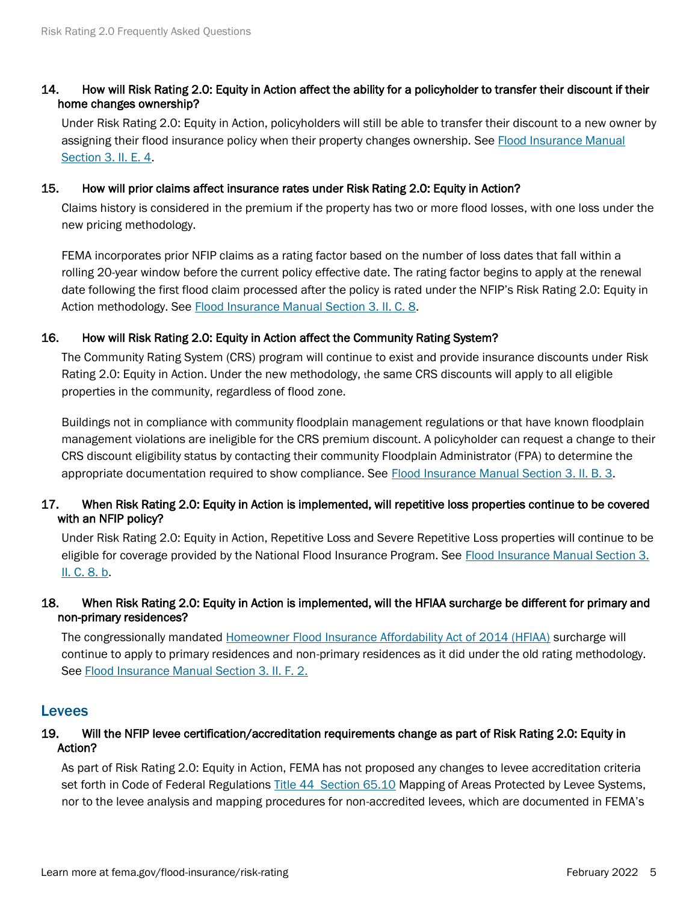### 14. How will Risk Rating 2.0: Equity in Action affect the ability for a policyholder to transfer their discount if their home changes ownership?

Under Risk Rating 2.0: Equity in Action, policyholders will still be able to transfer their discount to a new owner by assigning their flood insurance policy when their property changes ownership. See [Flood Insurance Manual Section 3. II. E. 4](#).

### 15. How will prior claims affect insurance rates under Risk Rating 2.0: Equity in Action?

Claims history is considered in the premium if the property has two or more flood losses, with one loss under the new pricing methodology.

FEMA incorporates prior NFIP claims as a rating factor based on the number of loss dates that fall within a rolling 20-year window before the current policy effective date. The rating factor begins to apply at the renewal date following the first flood claim processed after the policy is rated under the NFIP's Risk Rating 2.0: Equity in Action methodology. See [Flood Insurance Manual Section 3. II. C. 8](#).

### 16. How will Risk Rating 2.0: Equity in Action affect the Community Rating System?

The Community Rating System (CRS) program will continue to exist and provide insurance discounts under Risk Rating 2.0: Equity in Action. Under the new methodology, the same CRS discounts will apply to all eligible properties in the community, regardless of flood zone.

Buildings not in compliance with community floodplain management regulations or that have known floodplain management violations are ineligible for the CRS premium discount. A policyholder can request a change to their CRS discount eligibility status by contacting their community Floodplain Administrator (FPA) to determine the appropriate documentation required to show compliance. See [Flood Insurance Manual Section 3. II. B. 3](#).

### 17. When Risk Rating 2.0: Equity in Action is implemented, will repetitive loss properties continue to be covered with an NFIP policy?

Under Risk Rating 2.0: Equity in Action, Repetitive Loss and Severe Repetitive Loss properties will continue to be eligible for coverage provided by the National Flood Insurance Program. See [Flood Insurance Manual Section 3. II. C. 8. b](#).

### 18. When Risk Rating 2.0: Equity in Action is implemented, will the HFIAA surcharge be different for primary and non-primary residences?

The congressionally mandated [Homeowner Flood Insurance Affordability Act of 2014 (HFIAA)](#) surcharge will continue to apply to primary residences and non-primary residences as it did under the old rating methodology. See [Flood Insurance Manual Section 3. II. F. 2.](#)

## Levees

### 19. Will the NFIP levee certification/accreditation requirements change as part of Risk Rating 2.0: Equity in Action?

As part of Risk Rating 2.0: Equity in Action, FEMA has not proposed any changes to levee accreditation criteria set forth in Code of Federal Regulations [Title 44 Section 65.10](#) Mapping of Areas Protected by Levee Systems, nor to the levee analysis and mapping procedures for non-accredited levees, which are documented in FEMA's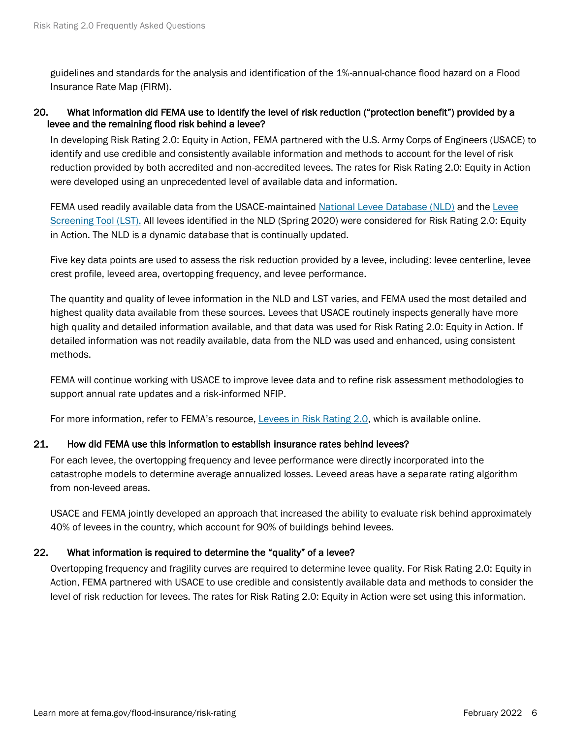guidelines and standards for the analysis and identification of the 1%-annual-chance flood hazard on a Flood Insurance Rate Map (FIRM).

### 20. What information did FEMA use to identify the level of risk reduction ("protection benefit") provided by a levee and the remaining flood risk behind a levee?

In developing Risk Rating 2.0: Equity in Action, FEMA partnered with the U.S. Army Corps of Engineers (USACE) to identify and use credible and consistently available information and methods to account for the level of risk reduction provided by both accredited and non-accredited levees. The rates for Risk Rating 2.0: Equity in Action were developed using an unprecedented level of available data and information.

FEMA used readily available data from the USACE-maintained National Levee Database (NLD) and the Levee Screening Tool (LST). All levees identified in the NLD (Spring 2020) were considered for Risk Rating 2.0: Equity in Action. The NLD is a dynamic database that is continually updated.

Five key data points are used to assess the risk reduction provided by a levee, including: levee centerline, levee crest profile, leveed area, overtopping frequency, and levee performance.

The quantity and quality of levee information in the NLD and LST varies, and FEMA used the most detailed and highest quality data available from these sources. Levees that USACE routinely inspects generally have more high quality and detailed information available, and that data was used for Risk Rating 2.0: Equity in Action. If detailed information was not readily available, data from the NLD was used and enhanced, using consistent methods.

FEMA will continue working with USACE to improve levee data and to refine risk assessment methodologies to support annual rate updates and a risk-informed NFIP.

For more information, refer to FEMA's resource, Levees in Risk Rating 2.0, which is available online.

### 21. How did FEMA use this information to establish insurance rates behind levees?

For each levee, the overtopping frequency and levee performance were directly incorporated into the catastrophe models to determine average annualized losses. Leveed areas have a separate rating algorithm from non-leveed areas.

USACE and FEMA jointly developed an approach that increased the ability to evaluate risk behind approximately 40% of levees in the country, which account for 90% of buildings behind levees.

### 22. What information is required to determine the "quality" of a levee?

Overtopping frequency and fragility curves are required to determine levee quality. For Risk Rating 2.0: Equity in Action, FEMA partnered with USACE to use credible and consistently available data and methods to consider the level of risk reduction for levees. The rates for Risk Rating 2.0: Equity in Action were set using this information.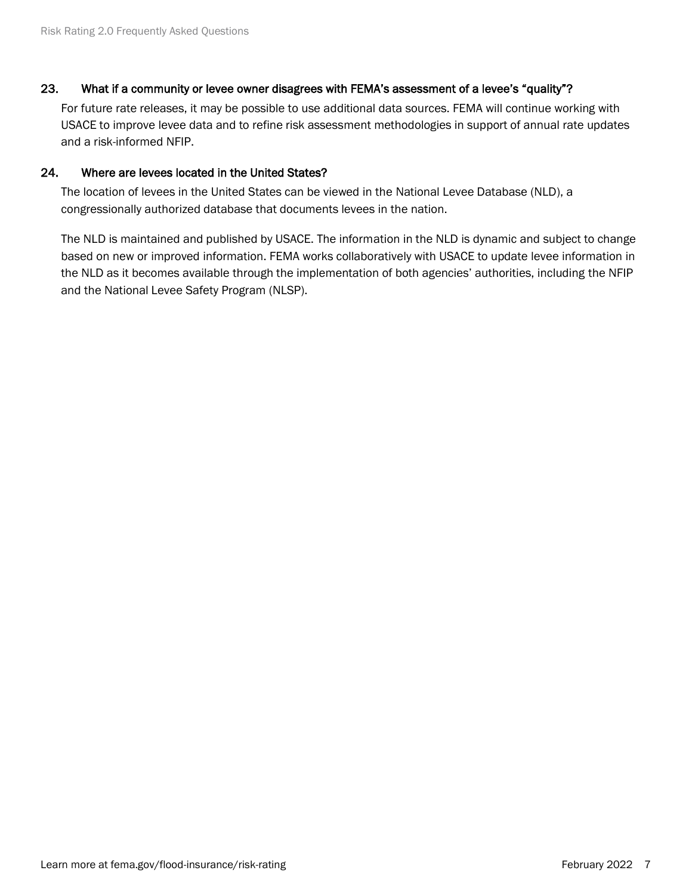### 23. What if a community or levee owner disagrees with FEMA's assessment of a levee's "quality"?

For future rate releases, it may be possible to use additional data sources. FEMA will continue working with USACE to improve levee data and to refine risk assessment methodologies in support of annual rate updates and a risk-informed NFIP.

### 24. Where are levees located in the United States?

The location of levees in the United States can be viewed in the National Levee Database (NLD), a congressionally authorized database that documents levees in the nation.

The NLD is maintained and published by USACE. The information in the NLD is dynamic and subject to change based on new or improved information. FEMA works collaboratively with USACE to update levee information in the NLD as it becomes available through the implementation of both agencies' authorities, including the NFIP and the National Levee Safety Program (NLSP).